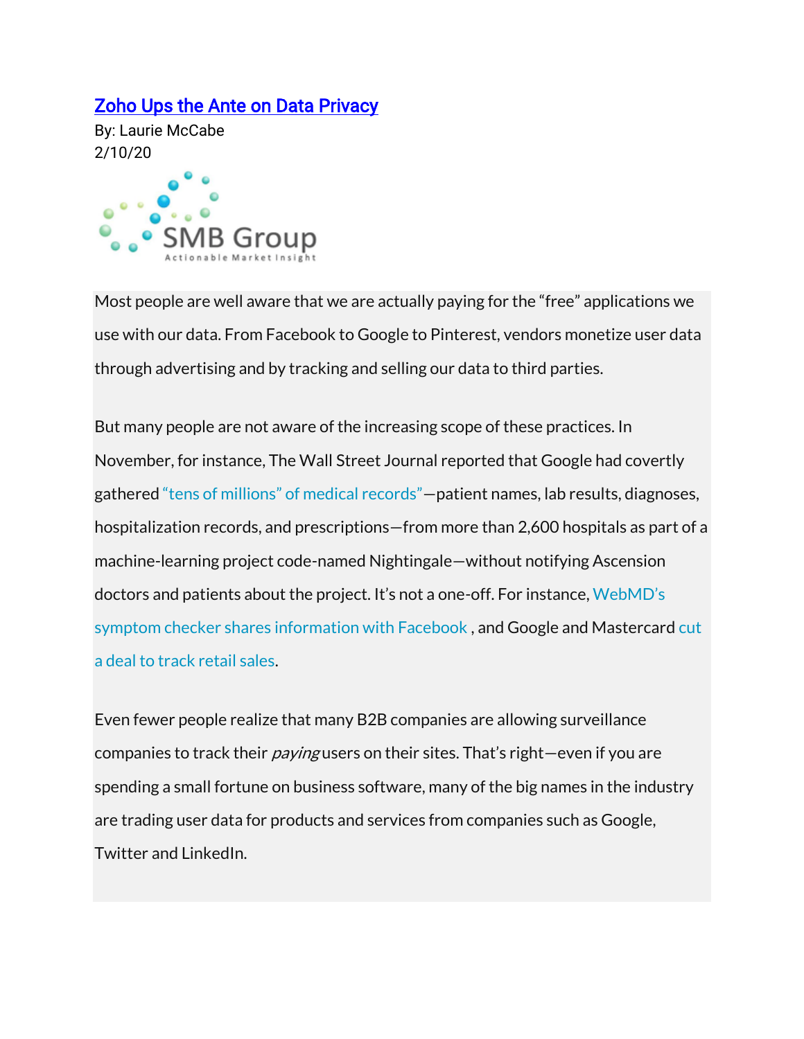# Zoho Ups the Ante on Data Privacy

By: Laurie McCabe
2/10/20

SMB Group
Actionable Market Insight

Most people are well aware that we are actually paying for the "free" applications we use with our data. From Facebook to Google to Pinterest, vendors monetize user data through advertising and by tracking and selling our data to third parties.

But many people are not aware of the increasing scope of these practices. In November, for instance, The Wall Street Journal reported that Google had covertly gathered "tens of millions" of medical records"—patient names, lab results, diagnoses, hospitalization records, and prescriptions—from more than 2,600 hospitals as part of a machine-learning project code-named Nightingale—without notifying Ascension doctors and patients about the project. It's not a one-off. For instance, WebMD's symptom checker shares information with Facebook , and Google and Mastercard cut a deal to track retail sales.

Even fewer people realize that many B2B companies are allowing surveillance companies to track their *paying* users on their sites. That's right—even if you are spending a small fortune on business software, many of the big names in the industry are trading user data for products and services from companies such as Google, Twitter and LinkedIn.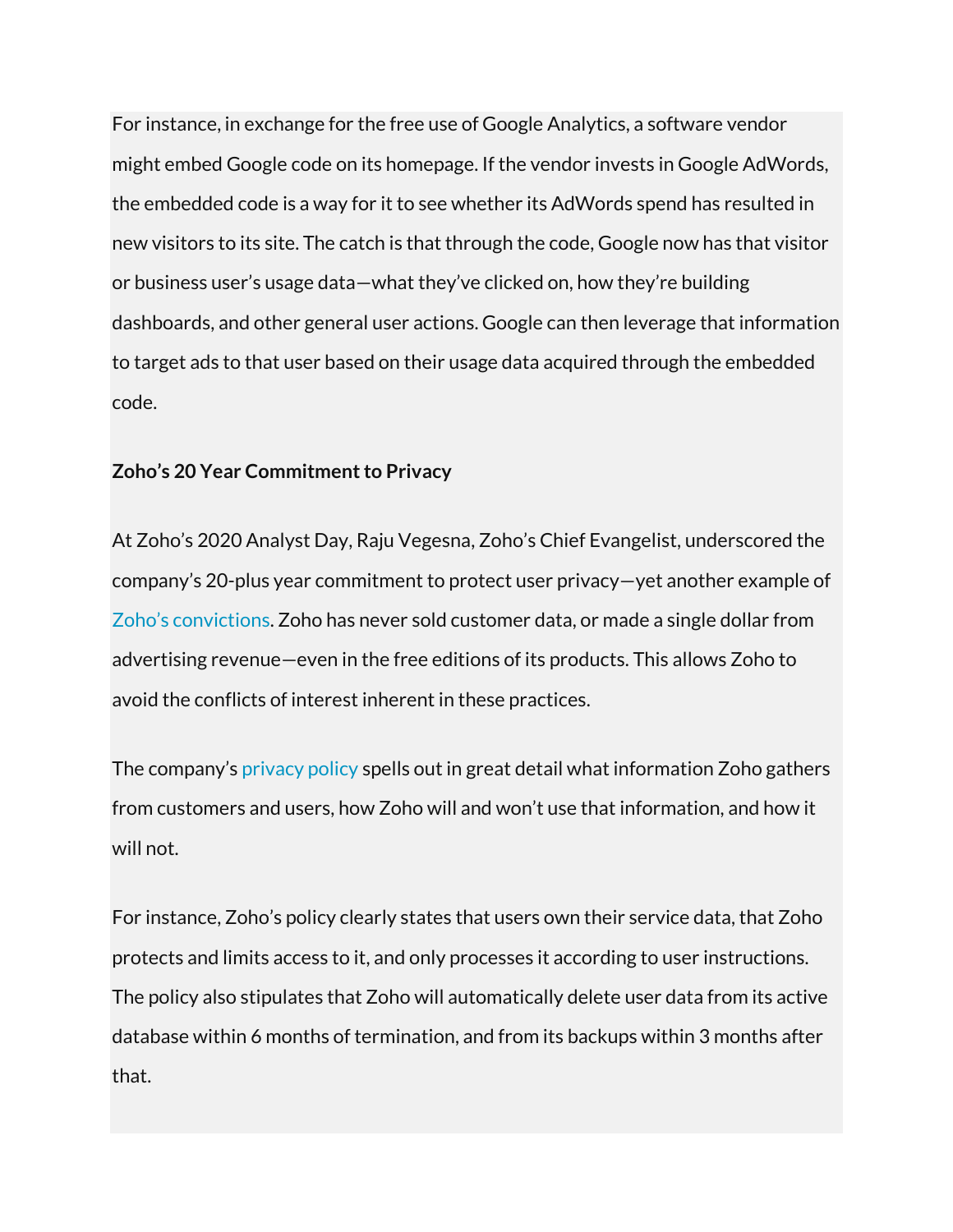For instance, in exchange for the free use of Google Analytics, a software vendor might embed Google code on its homepage. If the vendor invests in Google AdWords, the embedded code is a way for it to see whether its AdWords spend has resulted in new visitors to its site. The catch is that through the code, Google now has that visitor or business user's usage data—what they've clicked on, how they're building dashboards, and other general user actions. Google can then leverage that information to target ads to that user based on their usage data acquired through the embedded code.

**Zoho's 20 Year Commitment to Privacy**

At Zoho's 2020 Analyst Day, Raju Vegesna, Zoho's Chief Evangelist, underscored the company's 20-plus year commitment to protect user privacy—yet another example of Zoho's convictions. Zoho has never sold customer data, or made a single dollar from advertising revenue—even in the free editions of its products. This allows Zoho to avoid the conflicts of interest inherent in these practices.

The company's privacy policy spells out in great detail what information Zoho gathers from customers and users, how Zoho will and won't use that information, and how it will not.

For instance, Zoho's policy clearly states that users own their service data, that Zoho protects and limits access to it, and only processes it according to user instructions. The policy also stipulates that Zoho will automatically delete user data from its active database within 6 months of termination, and from its backups within 3 months after that.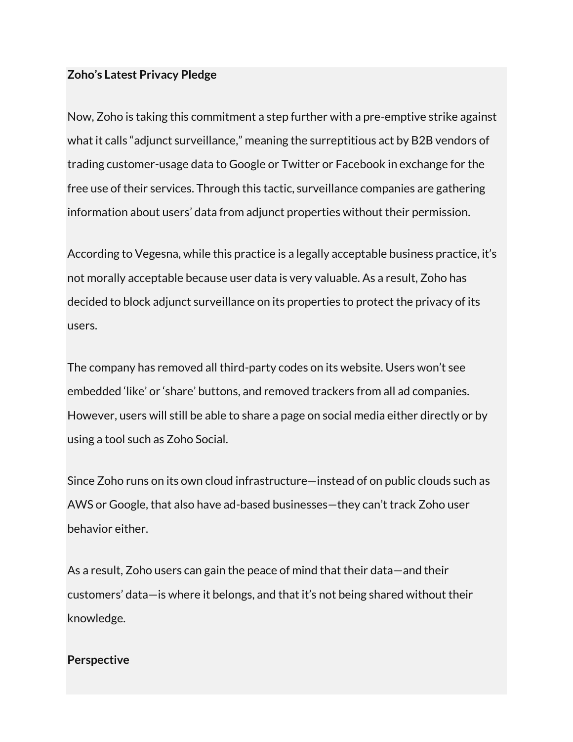**Zoho's Latest Privacy Pledge**

Now, Zoho is taking this commitment a step further with a pre-emptive strike against what it calls "adjunct surveillance," meaning the surreptitious act by B2B vendors of trading customer-usage data to Google or Twitter or Facebook in exchange for the free use of their services. Through this tactic, surveillance companies are gathering information about users' data from adjunct properties without their permission.

According to Vegesna, while this practice is a legally acceptable business practice, it's not morally acceptable because user data is very valuable. As a result, Zoho has decided to block adjunct surveillance on its properties to protect the privacy of its users.

The company has removed all third-party codes on its website. Users won't see embedded 'like' or 'share' buttons, and removed trackers from all ad companies. However, users will still be able to share a page on social media either directly or by using a tool such as Zoho Social.

Since Zoho runs on its own cloud infrastructure—instead of on public clouds such as AWS or Google, that also have ad-based businesses—they can't track Zoho user behavior either.

As a result, Zoho users can gain the peace of mind that their data—and their customers' data—is where it belongs, and that it's not being shared without their knowledge.

**Perspective**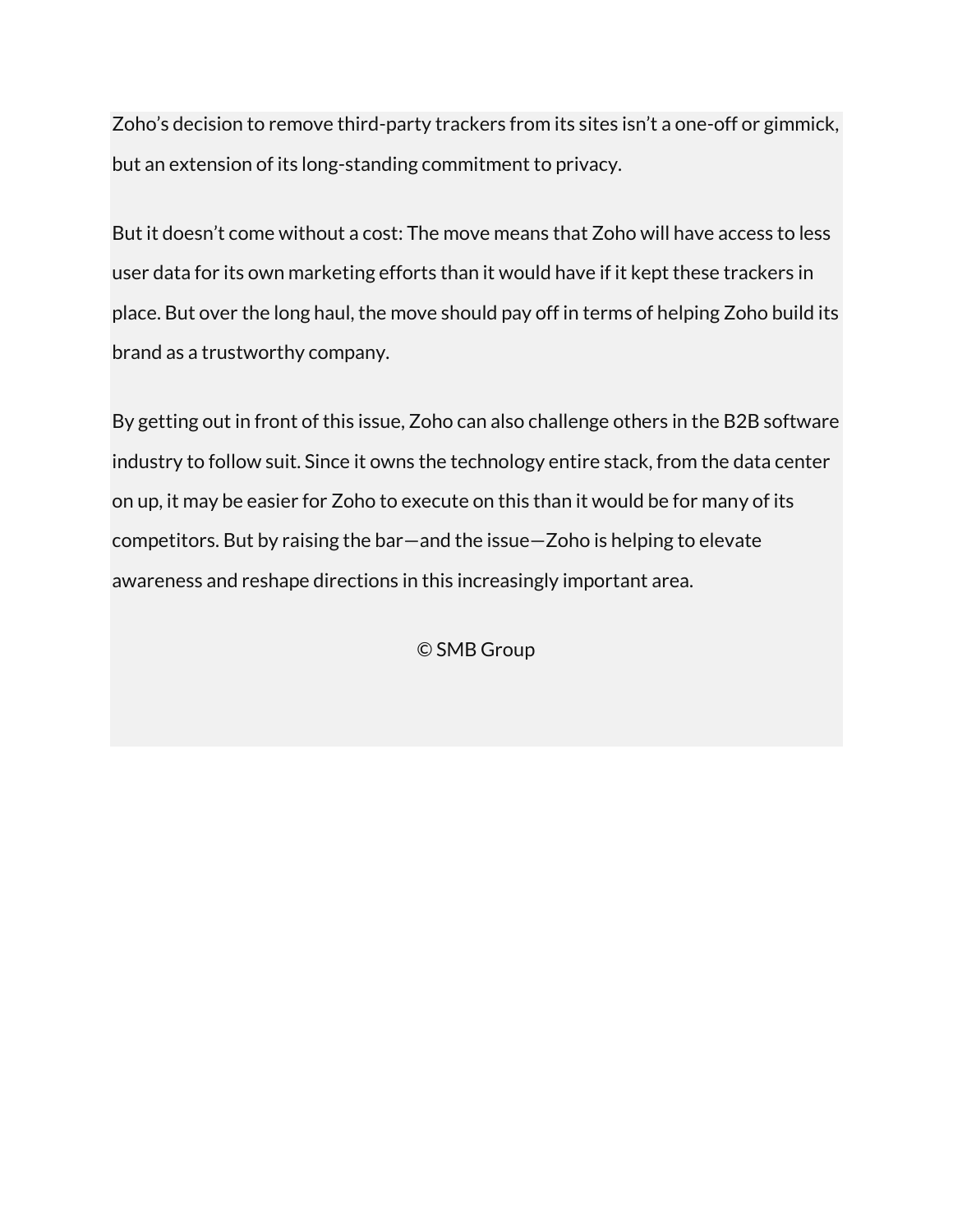Zoho's decision to remove third-party trackers from its sites isn't a one-off or gimmick, but an extension of its long-standing commitment to privacy.

But it doesn't come without a cost: The move means that Zoho will have access to less user data for its own marketing efforts than it would have if it kept these trackers in place. But over the long haul, the move should pay off in terms of helping Zoho build its brand as a trustworthy company.

By getting out in front of this issue, Zoho can also challenge others in the B2B software industry to follow suit. Since it owns the technology entire stack, from the data center on up, it may be easier for Zoho to execute on this than it would be for many of its competitors. But by raising the bar—and the issue—Zoho is helping to elevate awareness and reshape directions in this increasingly important area.

© SMB Group